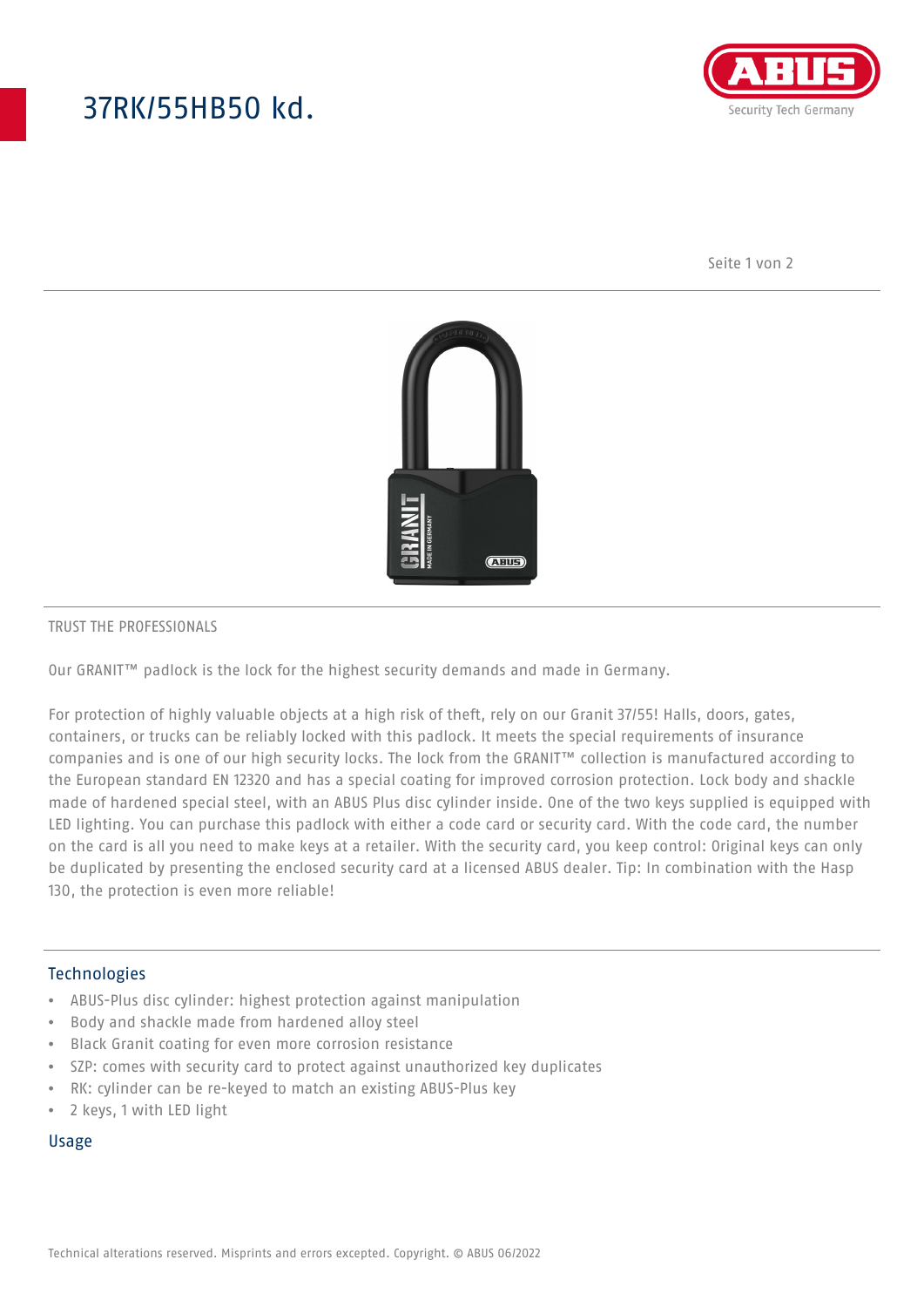# 37RK/55HB50 kd.

TRUST THE PROFESSIONALS

Our GRANIT™ padlock is the lock for the highest security demands and made in Germany.

For protection of highly valuable objects at a high risk of theft, rely on our Granit 37/55! Halls, doors, gates, containers, or trucks can be reliably locked with this padlock. It meets the special requirements of insurance companies and is one of our high security locks. The lock from the GRANIT™ collection is manufactured according to the European standard EN 12320 and has a special coating for improved corrosion protection. Lock body and shackle made of hardened special steel, with an ABUS Plus disc cylinder inside. One of the two keys supplied is equipped with LED lighting. You can purchase this padlock with either a code card or security card. With the code card, the number on the card is all you need to make keys at a retailer. With the security card, you keep control: Original keys can only be duplicated by presenting the enclosed security card at a licensed ABUS dealer. Tip: In combination with the Hasp 130, the protection is even more reliable!

## Technologies

- ABUS-Plus disc cylinder: highest protection against manipulation
- Body and shackle made from hardened alloy steel
- Black Granit coating for even more corrosion resistance
- SZP: comes with security card to protect against unauthorized key duplicates
- RK: cylinder can be re-keyed to match an existing ABUS-Plus key
- 2 keys, 1 with LED light

## Usage

Technical alterations reserved. Misprints and errors excepted. Copyright. © ABUS 06/2022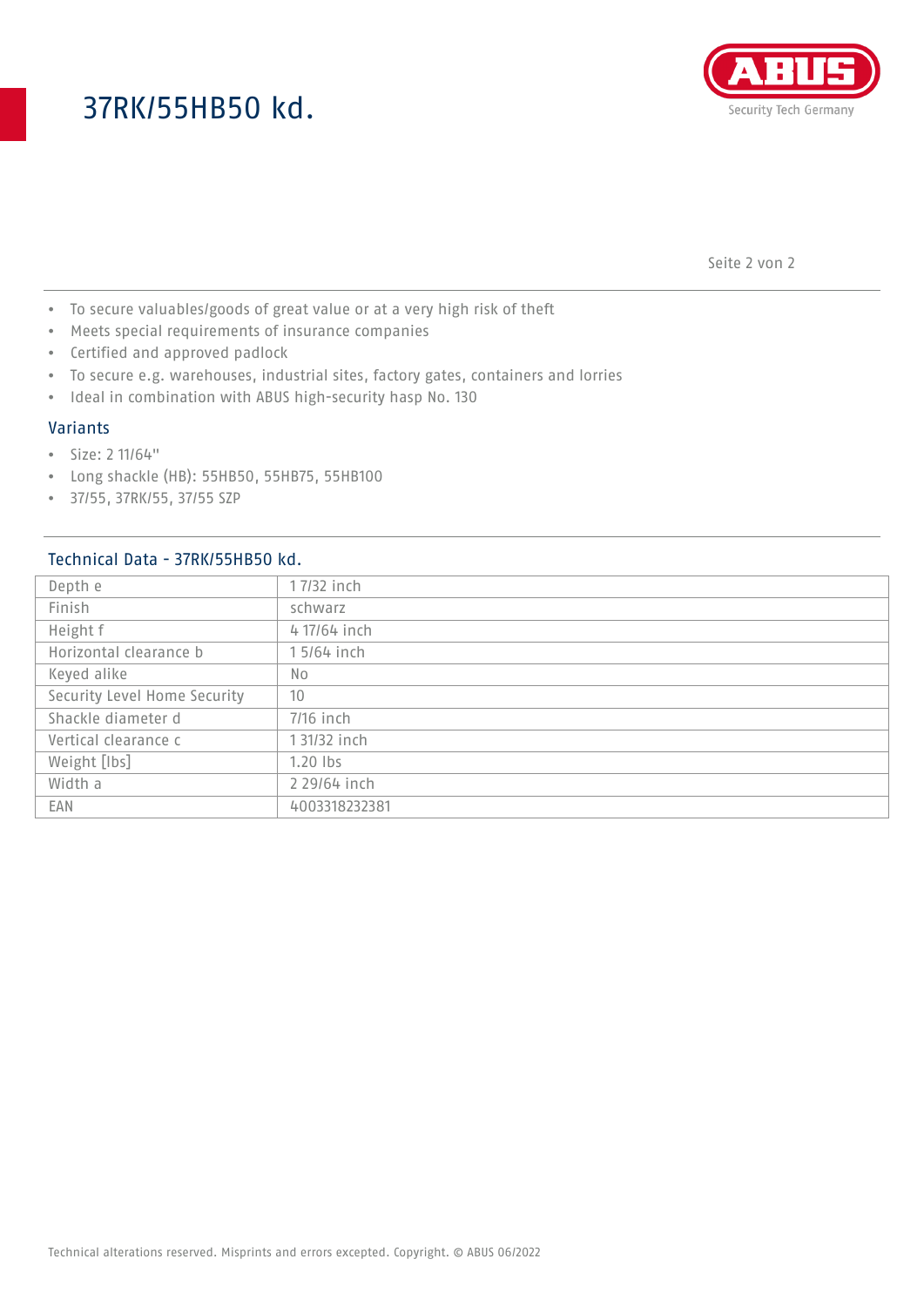# 37RK/55HB50 kd.

- To secure valuables/goods of great value or at a very high risk of theft
- Meets special requirements of insurance companies
- Certified and approved padlock
- To secure e.g. warehouses, industrial sites, factory gates, containers and lorries
- Ideal in combination with ABUS high-security hasp No. 130

## Variants

- Size: 2 11/64"
- Long shackle (HB): 55HB50, 55HB75, 55HB100
- 37/55, 37RK/55, 37/55 SZP

## Technical Data - 37RK/55HB50 kd.

| | |
|---|---|
| Depth e | 1 7/32 inch |
| Finish | schwarz |
| Height f | 4 17/64 inch |
| Horizontal clearance b | 1 5/64 inch |
| Keyed alike | No |
| Security Level Home Security | 10 |
| Shackle diameter d | 7/16 inch |
| Vertical clearance c | 1 31/32 inch |
| Weight [lbs] | 1.20 lbs |
| Width a | 2 29/64 inch |
| EAN | 4003318232381 |

Technical alterations reserved. Misprints and errors excepted. Copyright. © ABUS 06/2022